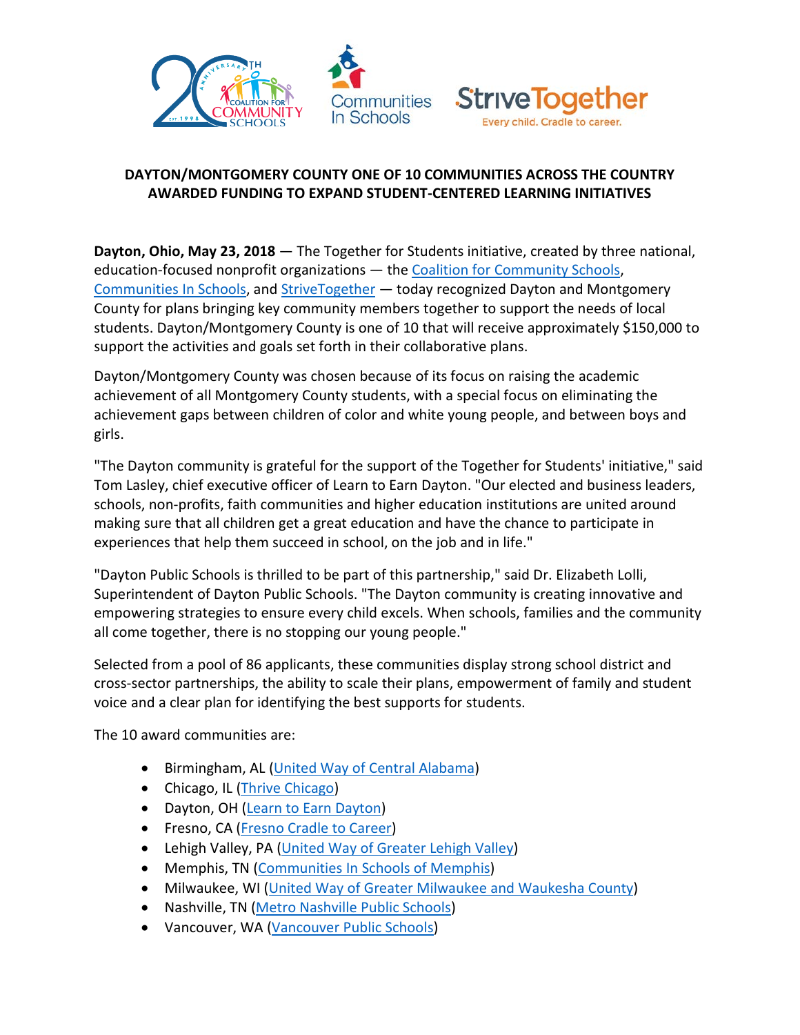**DAYTON/MONTGOMERY COUNTY ONE OF 10 COMMUNITIES ACROSS THE COUNTRY AWARDED FUNDING TO EXPAND STUDENT-CENTERED LEARNING INITIATIVES**

**Dayton, Ohio, May 23, 2018** — The Together for Students initiative, created by three national, education-focused nonprofit organizations — the Coalition for Community Schools, Communities In Schools, and StriveTogether — today recognized Dayton and Montgomery County for plans bringing key community members together to support the needs of local students. Dayton/Montgomery County is one of 10 that will receive approximately $150,000 to support the activities and goals set forth in their collaborative plans.

Dayton/Montgomery County was chosen because of its focus on raising the academic achievement of all Montgomery County students, with a special focus on eliminating the achievement gaps between children of color and white young people, and between boys and girls.

"The Dayton community is grateful for the support of the Together for Students' initiative," said Tom Lasley, chief executive officer of Learn to Earn Dayton. "Our elected and business leaders, schools, non-profits, faith communities and higher education institutions are united around making sure that all children get a great education and have the chance to participate in experiences that help them succeed in school, on the job and in life."

"Dayton Public Schools is thrilled to be part of this partnership," said Dr. Elizabeth Lolli, Superintendent of Dayton Public Schools. "The Dayton community is creating innovative and empowering strategies to ensure every child excels. When schools, families and the community all come together, there is no stopping our young people."

Selected from a pool of 86 applicants, these communities display strong school district and cross-sector partnerships, the ability to scale their plans, empowerment of family and student voice and a clear plan for identifying the best supports for students.

The 10 award communities are:

- Birmingham, AL (United Way of Central Alabama)
- Chicago, IL (Thrive Chicago)
- Dayton, OH (Learn to Earn Dayton)
- Fresno, CA (Fresno Cradle to Career)
- Lehigh Valley, PA (United Way of Greater Lehigh Valley)
- Memphis, TN (Communities In Schools of Memphis)
- Milwaukee, WI (United Way of Greater Milwaukee and Waukesha County)
- Nashville, TN (Metro Nashville Public Schools)
- Vancouver, WA (Vancouver Public Schools)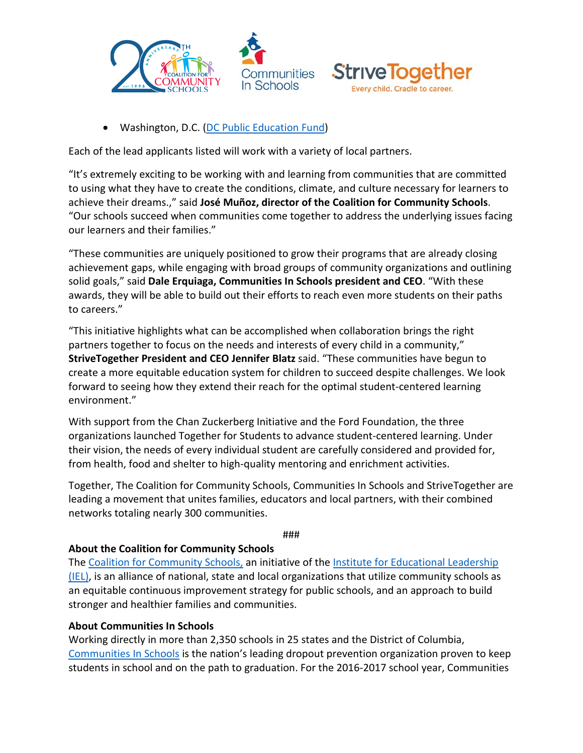- Washington, D.C. (DC Public Education Fund)

Each of the lead applicants listed will work with a variety of local partners.

"It's extremely exciting to be working with and learning from communities that are committed to using what they have to create the conditions, climate, and culture necessary for learners to achieve their dreams.," said **José Muñoz, director of the Coalition for Community Schools**. "Our schools succeed when communities come together to address the underlying issues facing our learners and their families."

"These communities are uniquely positioned to grow their programs that are already closing achievement gaps, while engaging with broad groups of community organizations and outlining solid goals," said **Dale Erquiaga, Communities In Schools president and CEO**. "With these awards, they will be able to build out their efforts to reach even more students on their paths to careers."

"This initiative highlights what can be accomplished when collaboration brings the right partners together to focus on the needs and interests of every child in a community," **StriveTogether President and CEO Jennifer Blatz** said. "These communities have begun to create a more equitable education system for children to succeed despite challenges. We look forward to seeing how they extend their reach for the optimal student-centered learning environment."

With support from the Chan Zuckerberg Initiative and the Ford Foundation, the three organizations launched Together for Students to advance student-centered learning. Under their vision, the needs of every individual student are carefully considered and provided for, from health, food and shelter to high-quality mentoring and enrichment activities.

Together, The Coalition for Community Schools, Communities In Schools and StriveTogether are leading a movement that unites families, educators and local partners, with their combined networks totaling nearly 300 communities.

###

**About the Coalition for Community Schools**
The Coalition for Community Schools, an initiative of the Institute for Educational Leadership (IEL), is an alliance of national, state and local organizations that utilize community schools as an equitable continuous improvement strategy for public schools, and an approach to build stronger and healthier families and communities.

**About Communities In Schools**
Working directly in more than 2,350 schools in 25 states and the District of Columbia, Communities In Schools is the nation's leading dropout prevention organization proven to keep students in school and on the path to graduation. For the 2016-2017 school year, Communities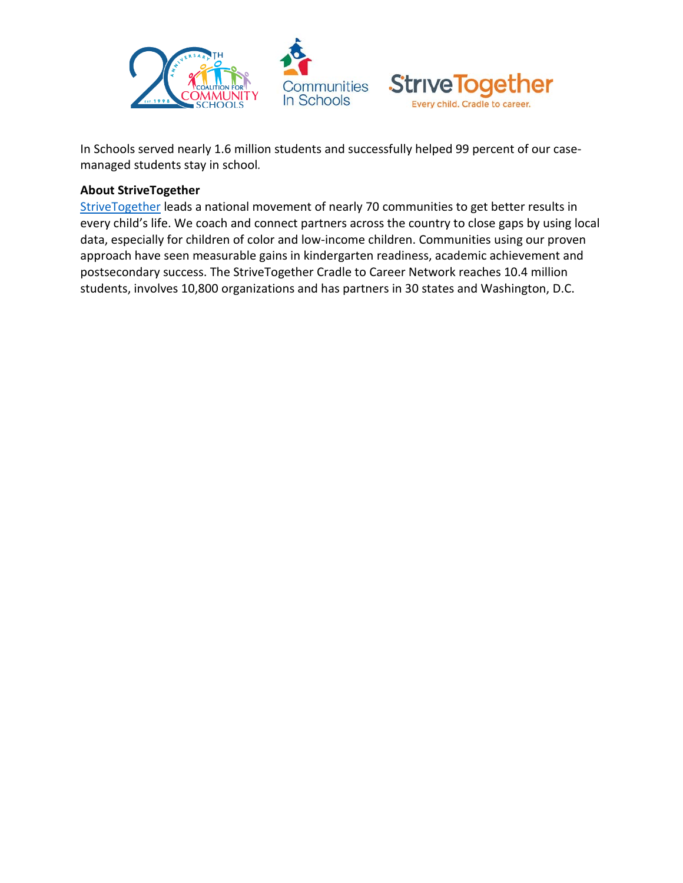In Schools served nearly 1.6 million students and successfully helped 99 percent of our case-managed students stay in school.

**About StriveTogether**

StriveTogether leads a national movement of nearly 70 communities to get better results in every child's life. We coach and connect partners across the country to close gaps by using local data, especially for children of color and low-income children. Communities using our proven approach have seen measurable gains in kindergarten readiness, academic achievement and postsecondary success. The StriveTogether Cradle to Career Network reaches 10.4 million students, involves 10,800 organizations and has partners in 30 states and Washington, D.C.